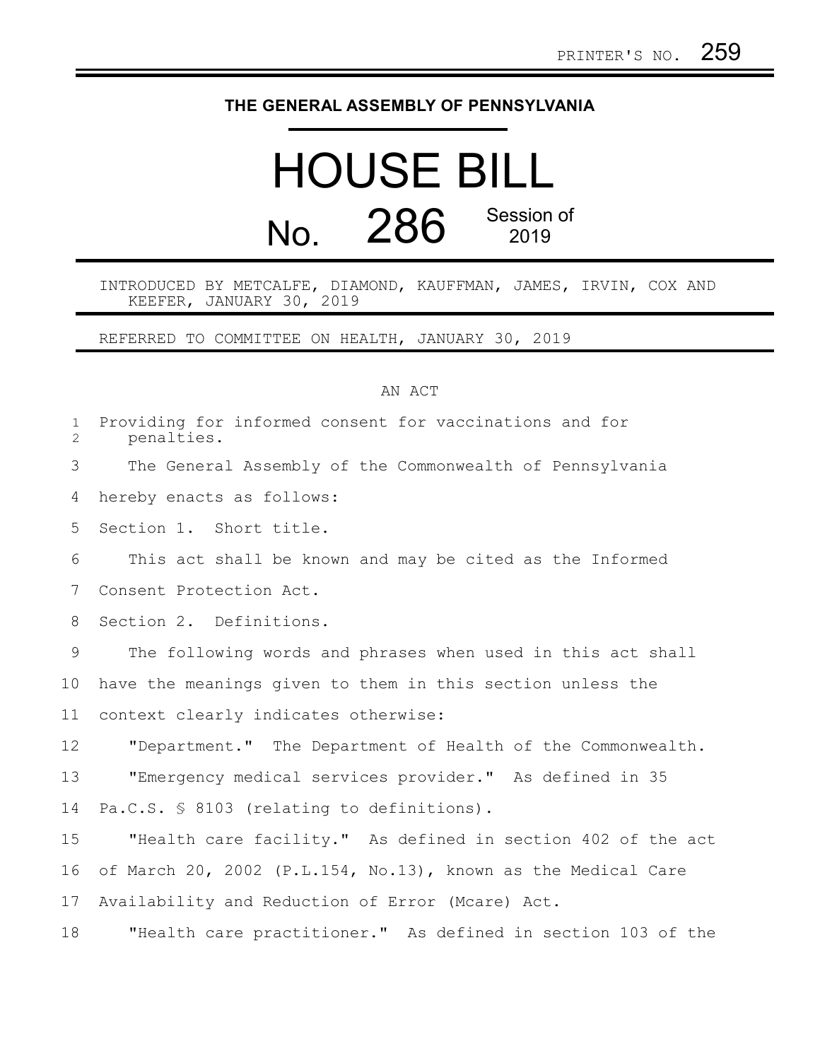PRINTER'S NO. 259

# THE GENERAL ASSEMBLY OF PENNSYLVANIA

# HOUSE BILL

## No. 286 Session of 2019

INTRODUCED BY METCALFE, DIAMOND, KAUFFMAN, JAMES, IRVIN, COX AND KEEFER, JANUARY 30, 2019

REFERRED TO COMMITTEE ON HEALTH, JANUARY 30, 2019

AN ACT

Providing for informed consent for vaccinations and for penalties.

The General Assembly of the Commonwealth of Pennsylvania hereby enacts as follows:

Section 1. Short title.

This act shall be known and may be cited as the Informed Consent Protection Act.

Section 2. Definitions.

The following words and phrases when used in this act shall have the meanings given to them in this section unless the context clearly indicates otherwise:

"Department." The Department of Health of the Commonwealth.

"Emergency medical services provider." As defined in 35 Pa.C.S. § 8103 (relating to definitions).

"Health care facility." As defined in section 402 of the act of March 20, 2002 (P.L.154, No.13), known as the Medical Care Availability and Reduction of Error (Mcare) Act.

"Health care practitioner." As defined in section 103 of the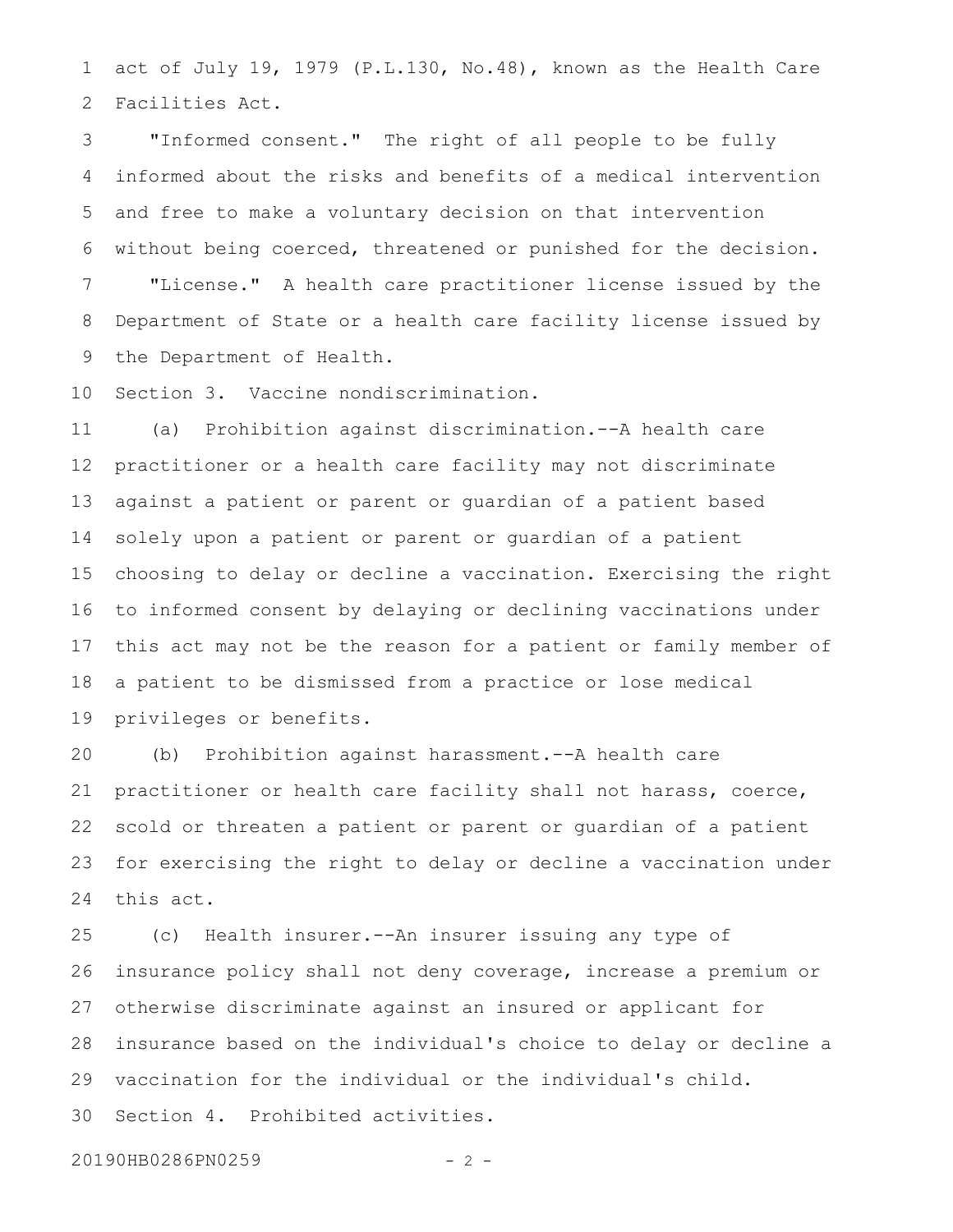act of July 19, 1979 (P.L.130, No.48), known as the Health Care Facilities Act.

"Informed consent." The right of all people to be fully informed about the risks and benefits of a medical intervention and free to make a voluntary decision on that intervention without being coerced, threatened or punished for the decision.

"License." A health care practitioner license issued by the Department of State or a health care facility license issued by the Department of Health.

Section 3. Vaccine nondiscrimination.

(a) Prohibition against discrimination.--A health care practitioner or a health care facility may not discriminate against a patient or parent or guardian of a patient based solely upon a patient or parent or guardian of a patient choosing to delay or decline a vaccination. Exercising the right to informed consent by delaying or declining vaccinations under this act may not be the reason for a patient or family member of a patient to be dismissed from a practice or lose medical privileges or benefits.

(b) Prohibition against harassment.--A health care practitioner or health care facility shall not harass, coerce, scold or threaten a patient or parent or guardian of a patient for exercising the right to delay or decline a vaccination under this act.

(c) Health insurer.--An insurer issuing any type of insurance policy shall not deny coverage, increase a premium or otherwise discriminate against an insured or applicant for insurance based on the individual's choice to delay or decline a vaccination for the individual or the individual's child.

Section 4. Prohibited activities.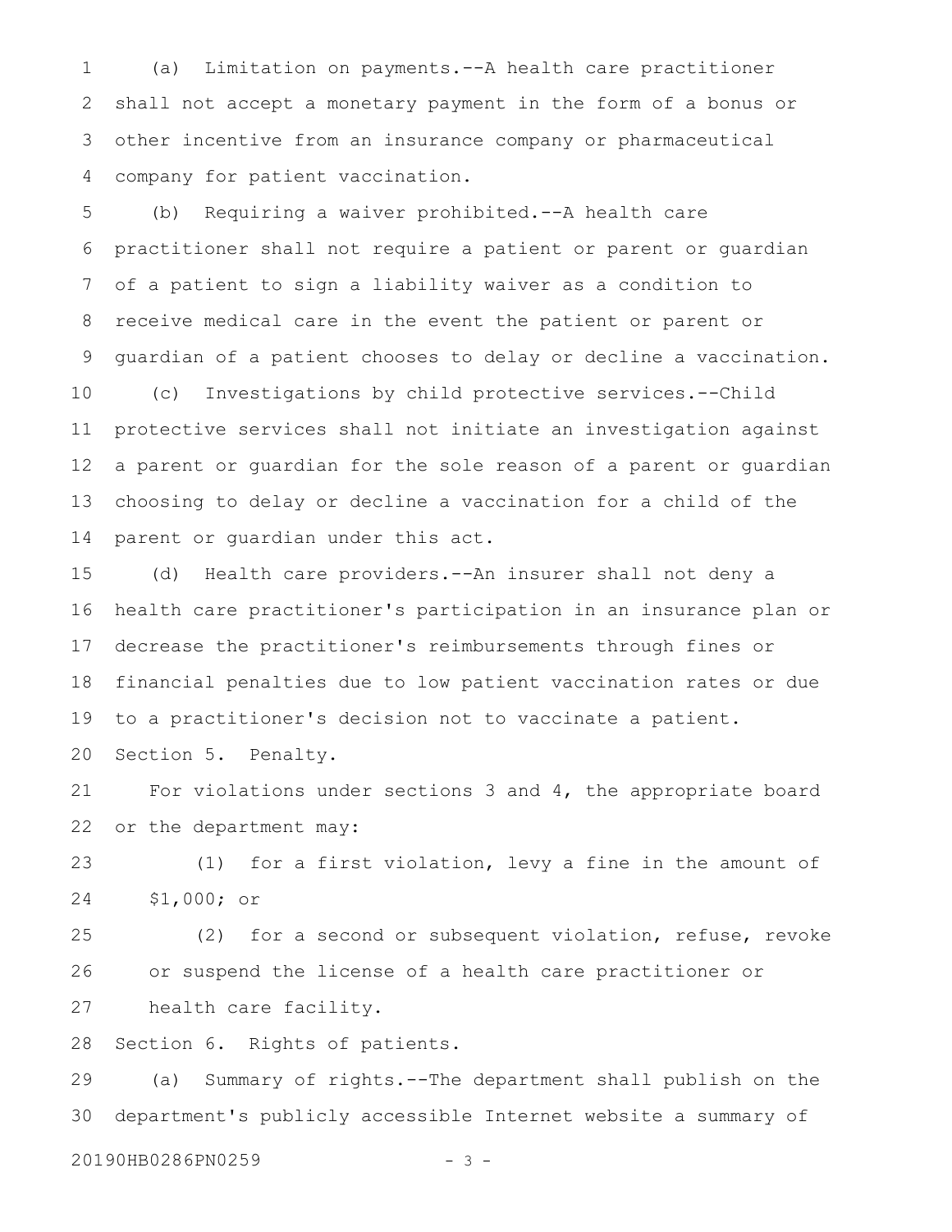(a) Limitation on payments.--A health care practitioner shall not accept a monetary payment in the form of a bonus or other incentive from an insurance company or pharmaceutical company for patient vaccination.

(b) Requiring a waiver prohibited.--A health care practitioner shall not require a patient or parent or guardian of a patient to sign a liability waiver as a condition to receive medical care in the event the patient or parent or guardian of a patient chooses to delay or decline a vaccination.

(c) Investigations by child protective services.--Child protective services shall not initiate an investigation against a parent or guardian for the sole reason of a parent or guardian choosing to delay or decline a vaccination for a child of the parent or guardian under this act.

(d) Health care providers.--An insurer shall not deny a health care practitioner's participation in an insurance plan or decrease the practitioner's reimbursements through fines or financial penalties due to low patient vaccination rates or due to a practitioner's decision not to vaccinate a patient.

Section 5. Penalty.

For violations under sections 3 and 4, the appropriate board or the department may:

(1) for a first violation, levy a fine in the amount of $1,000; or

(2) for a second or subsequent violation, refuse, revoke or suspend the license of a health care practitioner or health care facility.

Section 6. Rights of patients.

(a) Summary of rights.--The department shall publish on the department's publicly accessible Internet website a summary of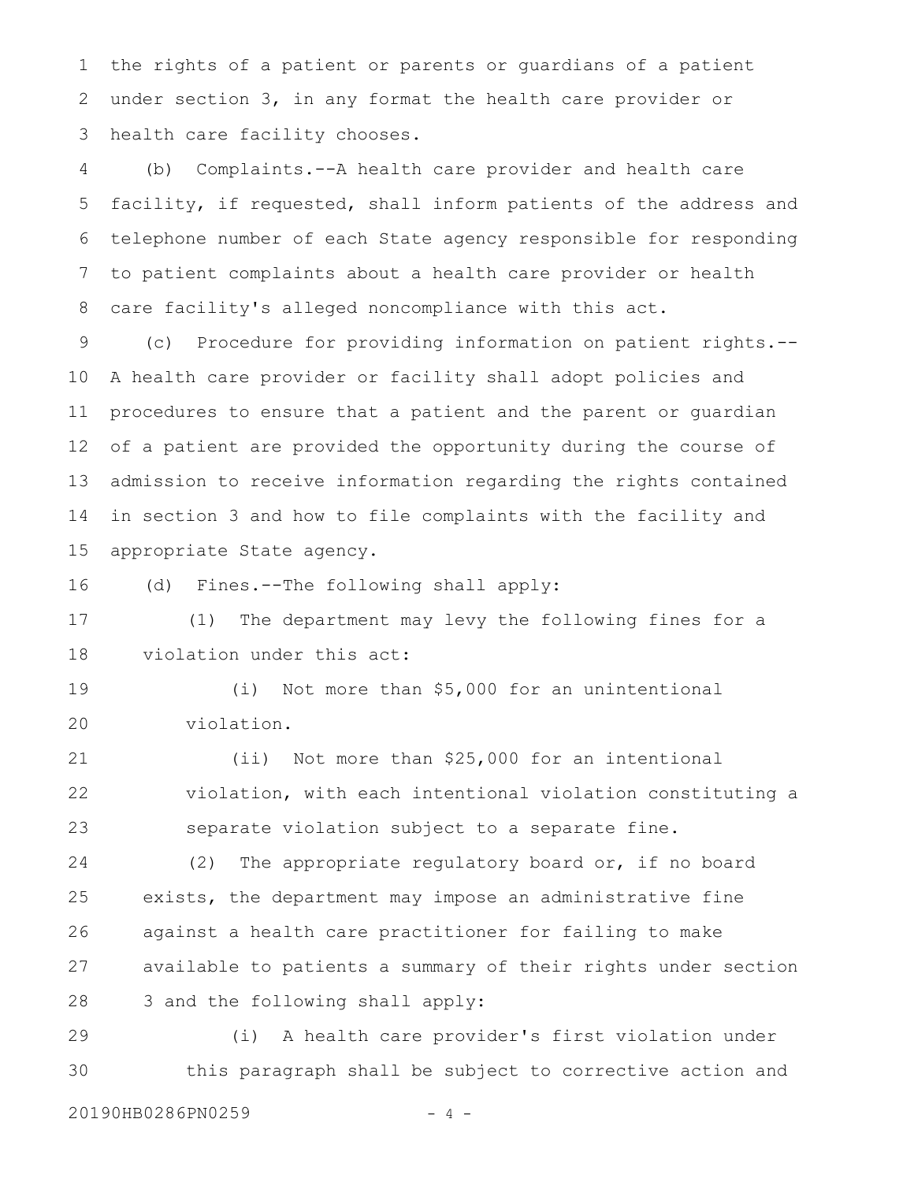the rights of a patient or parents or guardians of a patient under section 3, in any format the health care provider or health care facility chooses.

(b) Complaints.--A health care provider and health care facility, if requested, shall inform patients of the address and telephone number of each State agency responsible for responding to patient complaints about a health care provider or health care facility's alleged noncompliance with this act.

(c) Procedure for providing information on patient rights.--A health care provider or facility shall adopt policies and procedures to ensure that a patient and the parent or guardian of a patient are provided the opportunity during the course of admission to receive information regarding the rights contained in section 3 and how to file complaints with the facility and appropriate State agency.

(d) Fines.--The following shall apply:

(1) The department may levy the following fines for a violation under this act:

(i) Not more than $5,000 for an unintentional violation.

(ii) Not more than $25,000 for an intentional violation, with each intentional violation constituting a separate violation subject to a separate fine.

(2) The appropriate regulatory board or, if no board exists, the department may impose an administrative fine against a health care practitioner for failing to make available to patients a summary of their rights under section 3 and the following shall apply:

(i) A health care provider's first violation under this paragraph shall be subject to corrective action and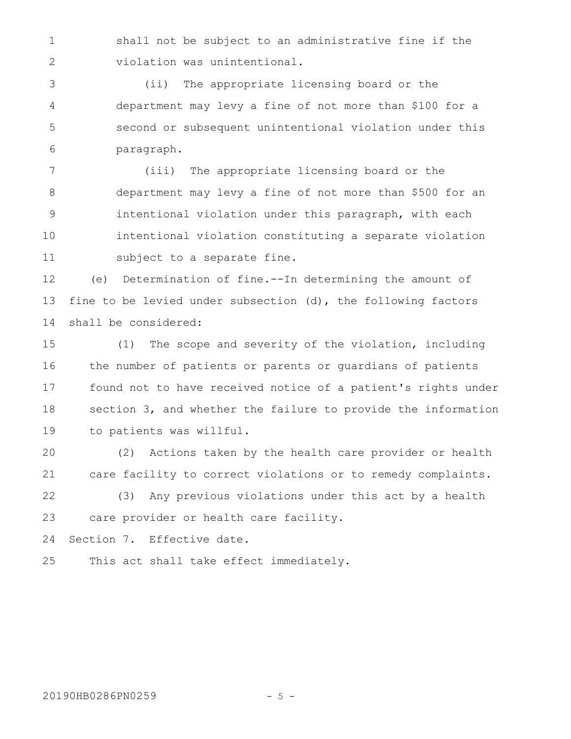shall not be subject to an administrative fine if the violation was unintentional.

(ii) The appropriate licensing board or the department may levy a fine of not more than $100 for a second or subsequent unintentional violation under this paragraph.

(iii) The appropriate licensing board or the department may levy a fine of not more than $500 for an intentional violation under this paragraph, with each intentional violation constituting a separate violation subject to a separate fine.

(e) Determination of fine.--In determining the amount of fine to be levied under subsection (d), the following factors shall be considered:

(1) The scope and severity of the violation, including the number of patients or parents or guardians of patients found not to have received notice of a patient's rights under section 3, and whether the failure to provide the information to patients was willful.

(2) Actions taken by the health care provider or health care facility to correct violations or to remedy complaints.

(3) Any previous violations under this act by a health care provider or health care facility.

Section 7. Effective date.

This act shall take effect immediately.